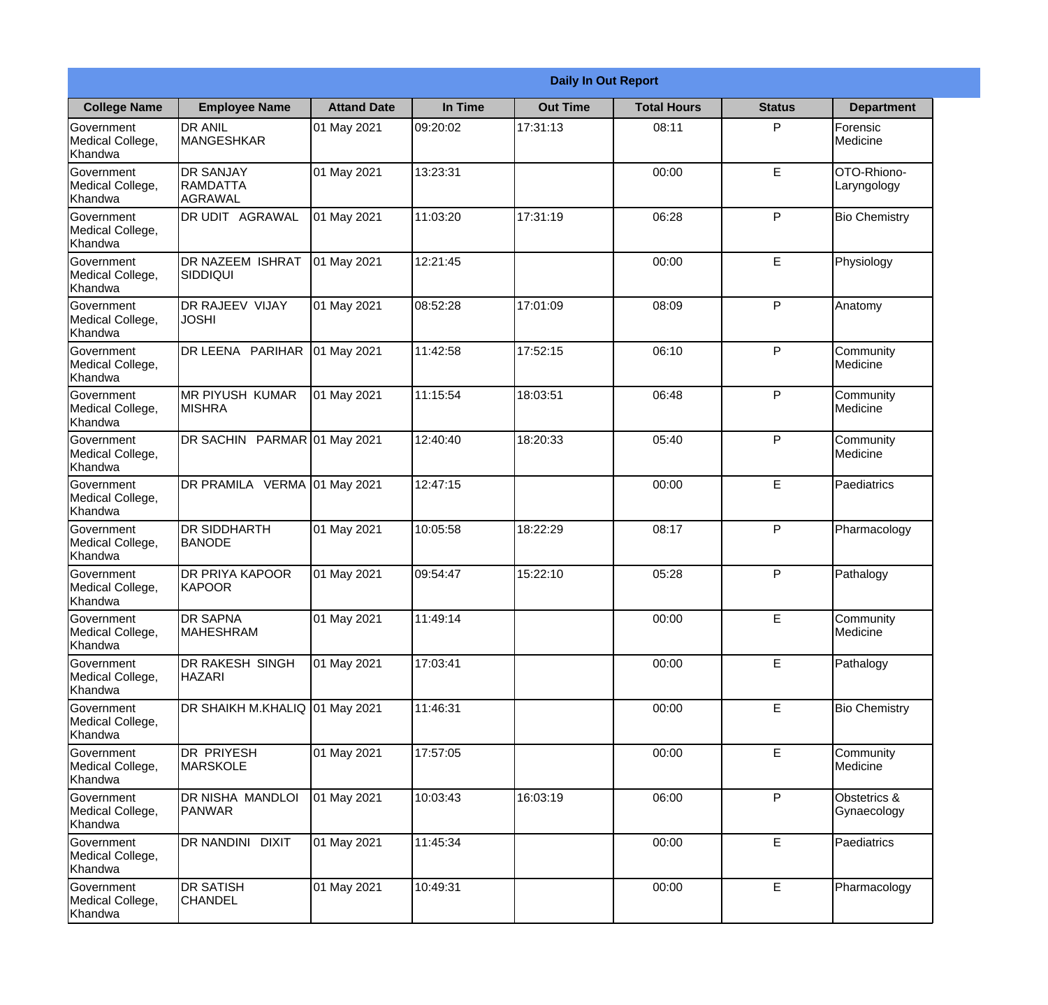## Daily In Out Report

| College Name | Employee Name | Attand Date | In Time | Out Time | Total Hours | Status | Department |
|---|---|---|---|---|---|---|---|
| Government Medical College, Khandwa | DR ANIL MANGESHKAR | 01 May 2021 | 09:20:02 | 17:31:13 | 08:11 | P | Forensic Medicine |
| Government Medical College, Khandwa | DR SANJAY RAMDATTA AGRAWAL | 01 May 2021 | 13:23:31 | | 00:00 | E | OTO-Rhiono-Laryngology |
| Government Medical College, Khandwa | DR UDIT AGRAWAL | 01 May 2021 | 11:03:20 | 17:31:19 | 06:28 | P | Bio Chemistry |
| Government Medical College, Khandwa | DR NAZEEM ISHRAT SIDDIQUI | 01 May 2021 | 12:21:45 | | 00:00 | E | Physiology |
| Government Medical College, Khandwa | DR RAJEEV VIJAY JOSHI | 01 May 2021 | 08:52:28 | 17:01:09 | 08:09 | P | Anatomy |
| Government Medical College, Khandwa | DR LEENA PARIHAR | 01 May 2021 | 11:42:58 | 17:52:15 | 06:10 | P | Community Medicine |
| Government Medical College, Khandwa | MR PIYUSH KUMAR MISHRA | 01 May 2021 | 11:15:54 | 18:03:51 | 06:48 | P | Community Medicine |
| Government Medical College, Khandwa | DR SACHIN PARMAR | 01 May 2021 | 12:40:40 | 18:20:33 | 05:40 | P | Community Medicine |
| Government Medical College, Khandwa | DR PRAMILA VERMA | 01 May 2021 | 12:47:15 | | 00:00 | E | Paediatrics |
| Government Medical College, Khandwa | DR SIDDHARTH BANODE | 01 May 2021 | 10:05:58 | 18:22:29 | 08:17 | P | Pharmacology |
| Government Medical College, Khandwa | DR PRIYA KAPOOR KAPOOR | 01 May 2021 | 09:54:47 | 15:22:10 | 05:28 | P | Pathalogy |
| Government Medical College, Khandwa | DR SAPNA MAHESHRAM | 01 May 2021 | 11:49:14 | | 00:00 | E | Community Medicine |
| Government Medical College, Khandwa | DR RAKESH SINGH HAZARI | 01 May 2021 | 17:03:41 | | 00:00 | E | Pathalogy |
| Government Medical College, Khandwa | DR SHAIKH M.KHALIQ | 01 May 2021 | 11:46:31 | | 00:00 | E | Bio Chemistry |
| Government Medical College, Khandwa | DR PRIYESH MARSKOLE | 01 May 2021 | 17:57:05 | | 00:00 | E | Community Medicine |
| Government Medical College, Khandwa | DR NISHA MANDLOI PANWAR | 01 May 2021 | 10:03:43 | 16:03:19 | 06:00 | P | Obstetrics & Gynaecology |
| Government Medical College, Khandwa | DR NANDINI DIXIT | 01 May 2021 | 11:45:34 | | 00:00 | E | Paediatrics |
| Government Medical College, Khandwa | DR SATISH CHANDEL | 01 May 2021 | 10:49:31 | | 00:00 | E | Pharmacology |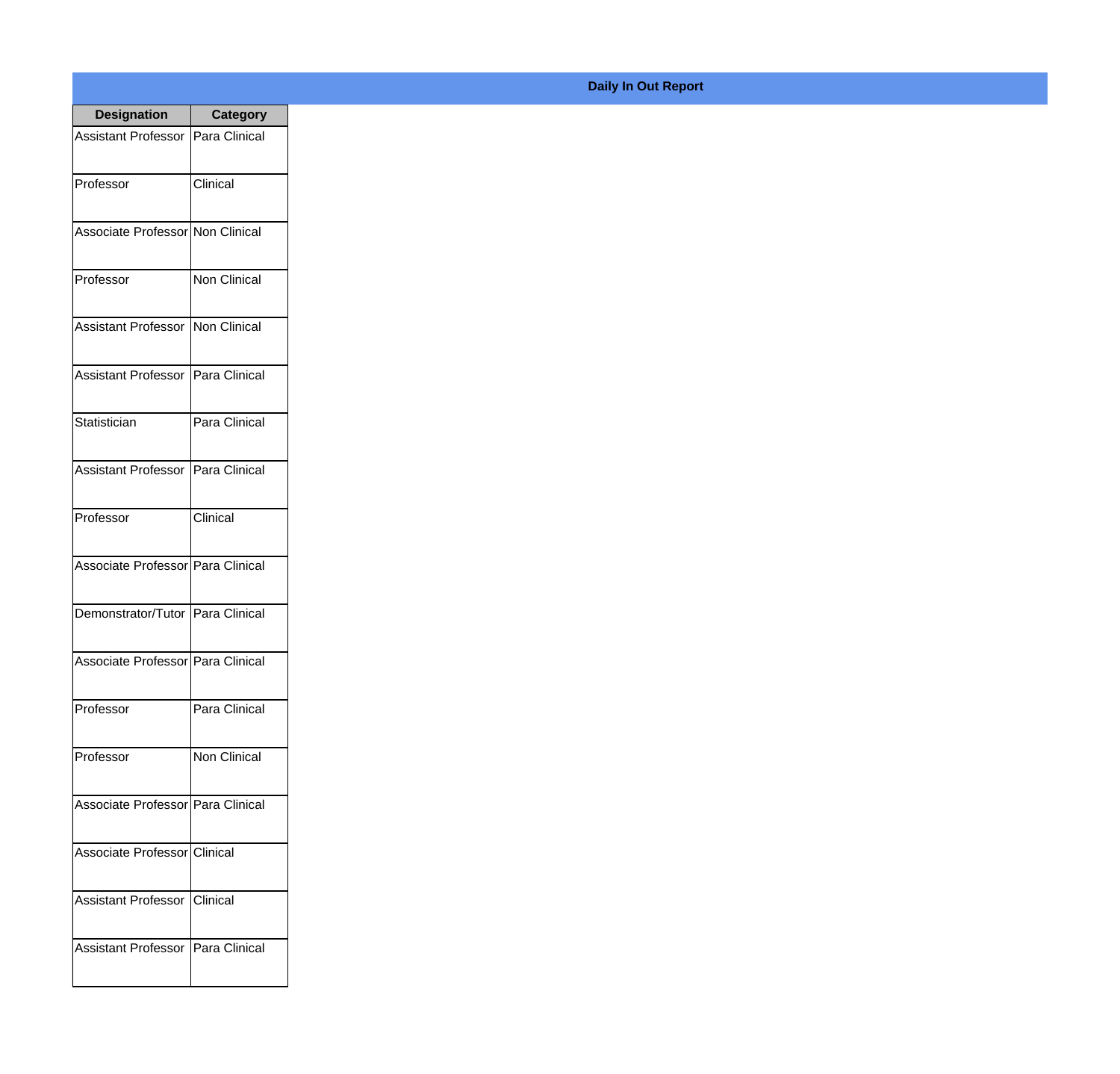**Daily In Out Report**

| Designation | Category |
|---|---|
| Assistant Professor | Para Clinical |
| Professor | Clinical |
| Associate Professor | Non Clinical |
| Professor | Non Clinical |
| Assistant Professor | Non Clinical |
| Assistant Professor | Para Clinical |
| Statistician | Para Clinical |
| Assistant Professor | Para Clinical |
| Professor | Clinical |
| Associate Professor | Para Clinical |
| Demonstrator/Tutor | Para Clinical |
| Associate Professor | Para Clinical |
| Professor | Para Clinical |
| Professor | Non Clinical |
| Associate Professor | Para Clinical |
| Associate Professor | Clinical |
| Assistant Professor | Clinical |
| Assistant Professor | Para Clinical |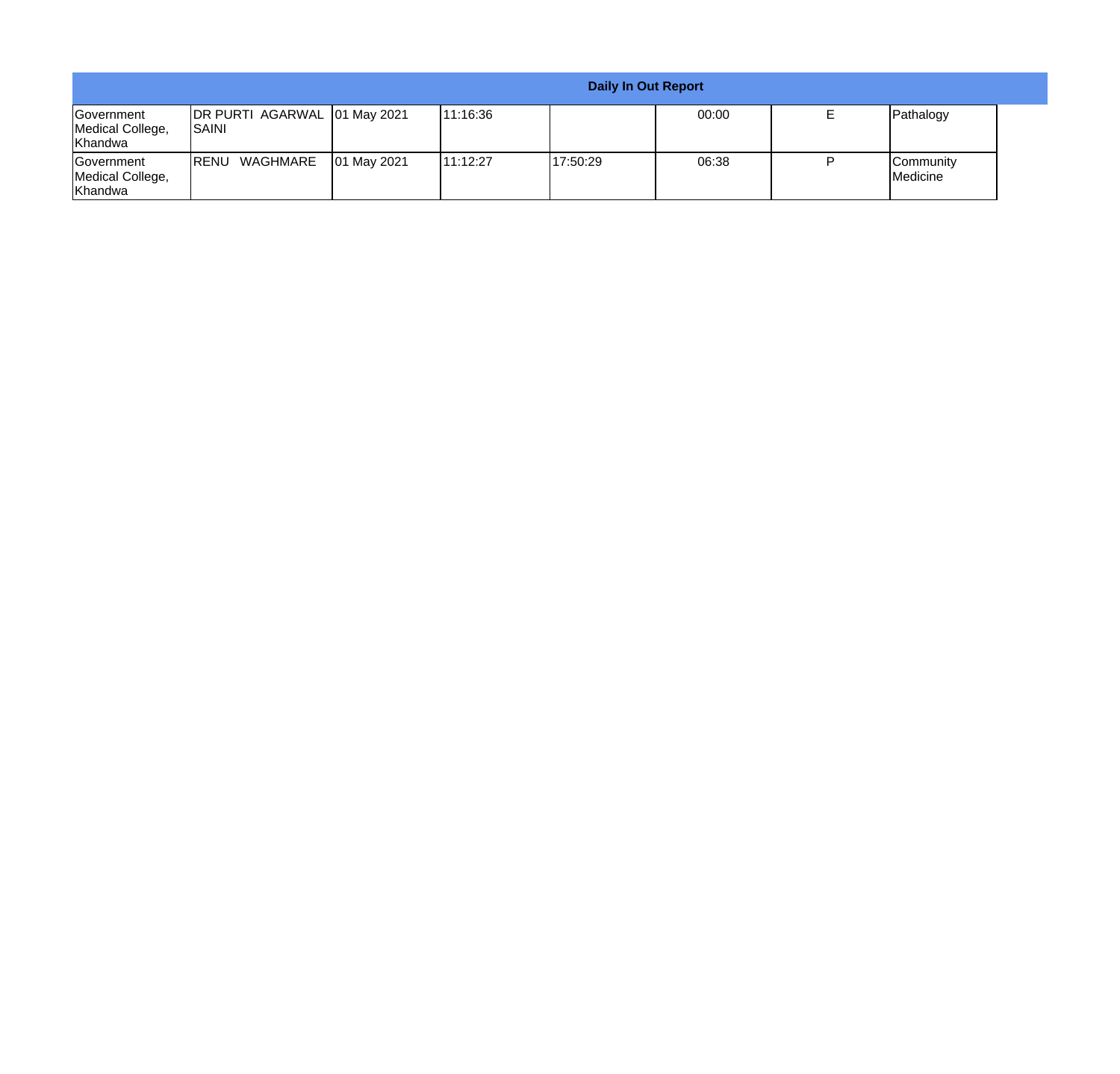| Daily In Out Report | | | | | | | |
|---|---|---|---|---|---|---|---|
| Government Medical College, Khandwa | DR PURTI AGARWAL SAINI | 01 May 2021 | 11:16:36 | | 00:00 | E | Pathalogy |
| Government Medical College, Khandwa | RENU WAGHMARE | 01 May 2021 | 11:12:27 | 17:50:29 | 06:38 | P | Community Medicine |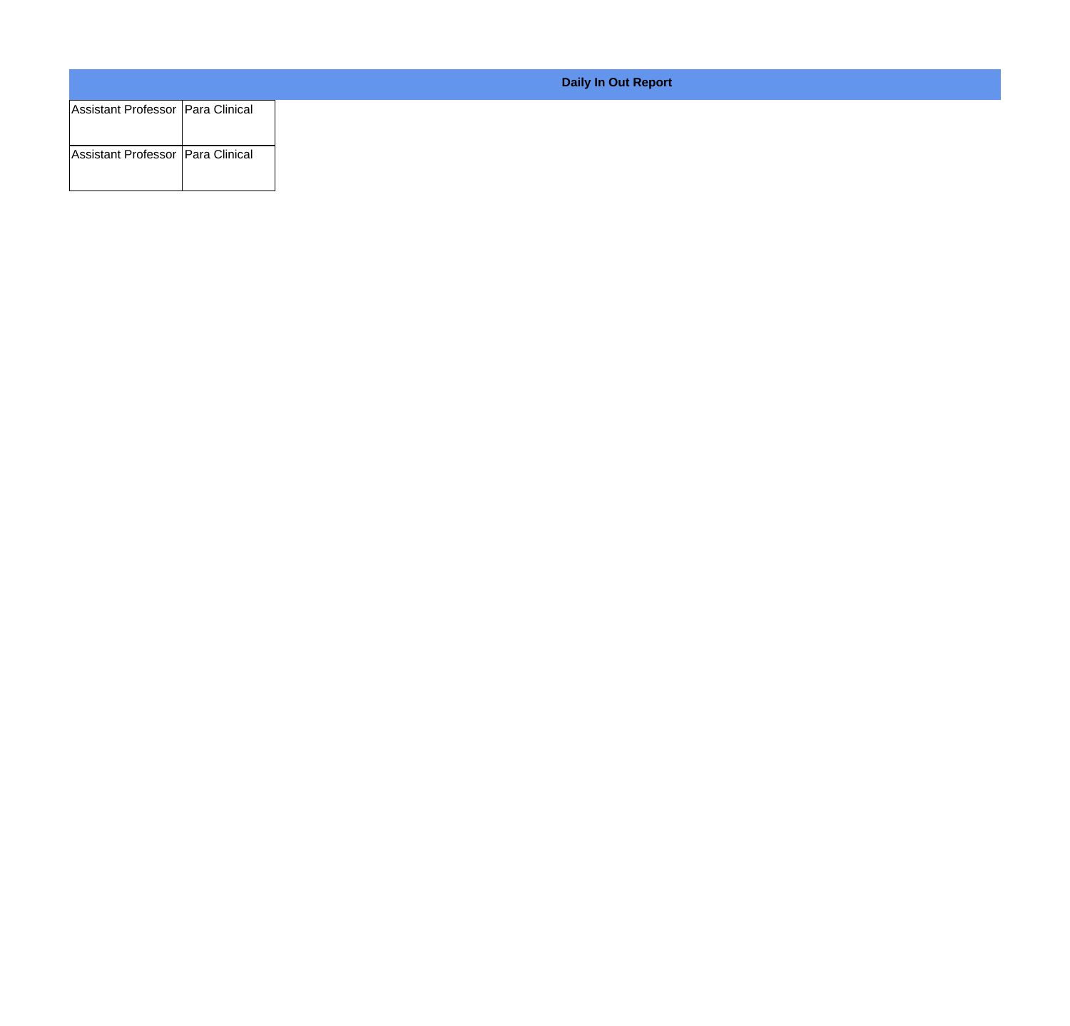**Daily In Out Report**

| | |
|---|---|
| Assistant Professor | Para Clinical |
| Assistant Professor | Para Clinical |